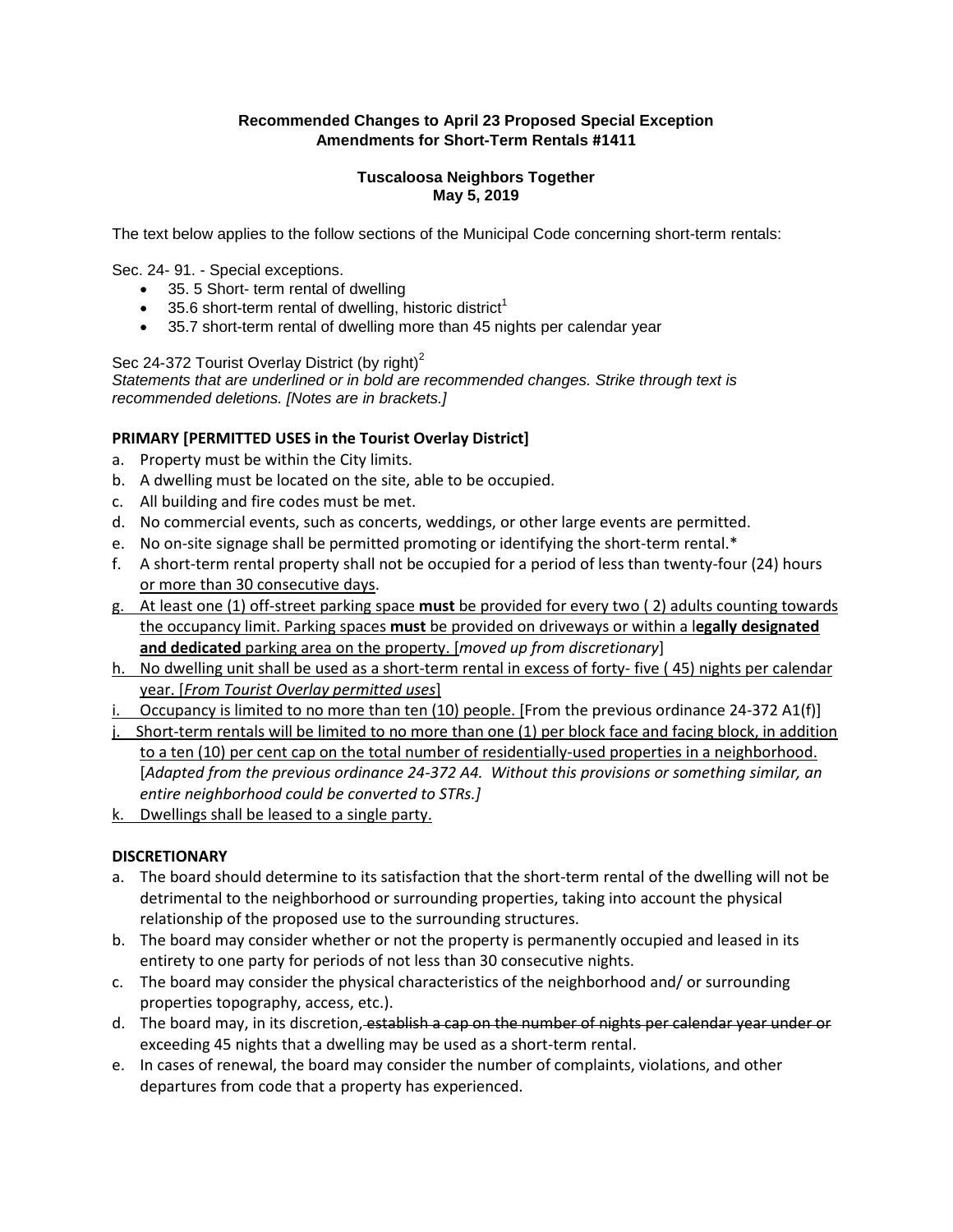**Recommended Changes to April 23 Proposed Special Exception Amendments for Short-Term Rentals #1411**

**Tuscaloosa Neighbors Together**
**May 5, 2019**

The text below applies to the follow sections of the Municipal Code concerning short-term rentals:

Sec. 24- 91. - Special exceptions.

- 35. 5 Short- term rental of dwelling
- 35.6 short-term rental of dwelling, historic district[1]
- 35.7 short-term rental of dwelling more than 45 nights per calendar year

Sec 24-372 Tourist Overlay District (by right)[2]

*Statements that are underlined or in bold are recommended changes. Strike through text is recommended deletions. [Notes are in brackets.]*

**PRIMARY [PERMITTED USES in the Tourist Overlay District]**

a. Property must be within the City limits.
b. A dwelling must be located on the site, able to be occupied.
c. All building and fire codes must be met.
d. No commercial events, such as concerts, weddings, or other large events are permitted.
e. No on-site signage shall be permitted promoting or identifying the short-term rental.*
f. A short-term rental property shall not be occupied for a period of less than twenty-four (24) hours <u>or more than 30 consecutive days</u>.
g. <u>At least one (1) off-street parking space **must** be provided for every two ( 2) adults counting towards the occupancy limit. Parking spaces **must** be provided on driveways or within a **legally designated and dedicated** parking area on the property. [*moved up from discretionary*]</u>
h. <u>No dwelling unit shall be used as a short-term rental in excess of forty- five ( 45) nights per calendar year. [*From Tourist Overlay permitted uses*]</u>
i. <u>Occupancy is limited to no more than ten (10) people. [</u>From the previous ordinance 24-372 A1(f)]
j. <u>Short-term rentals will be limited to no more than one (1) per block face and facing block, in addition to a ten (10) per cent cap on the total number of residentially-used properties in a neighborhood.</u> [*Adapted from the previous ordinance 24-372 A4. Without this provisions or something similar, an entire neighborhood could be converted to STRs.]*
k. <u>Dwellings shall be leased to a single party.</u>

**DISCRETIONARY**

a. The board should determine to its satisfaction that the short-term rental of the dwelling will not be detrimental to the neighborhood or surrounding properties, taking into account the physical relationship of the proposed use to the surrounding structures.
b. The board may consider whether or not the property is permanently occupied and leased in its entirety to one party for periods of not less than 30 consecutive nights.
c. The board may consider the physical characteristics of the neighborhood and/ or surrounding properties topography, access, etc.).
d. The board may, in its discretion~~, establish a cap on the number of nights per calendar year under or~~ exceeding 45 nights that a dwelling may be used as a short-term rental.
e. In cases of renewal, the board may consider the number of complaints, violations, and other departures from code that a property has experienced.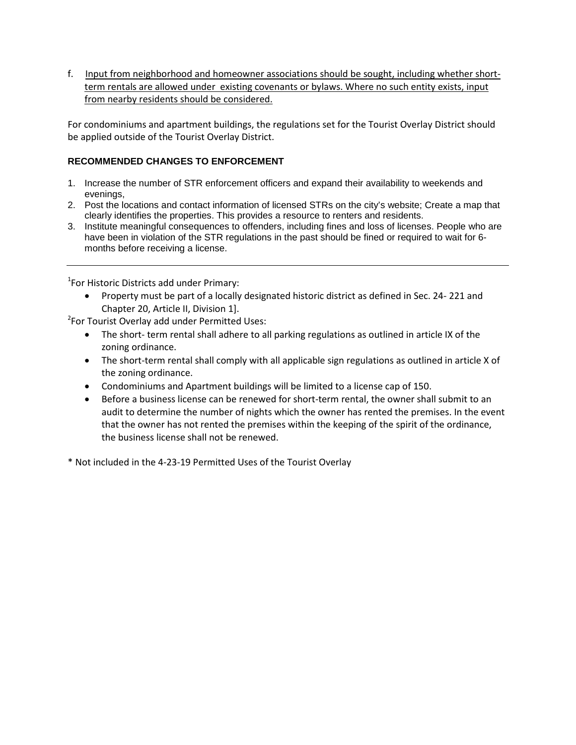f. <u>Input from neighborhood and homeowner associations should be sought, including whether short-term rentals are allowed under existing covenants or bylaws. Where no such entity exists, input from nearby residents should be considered.</u>

For condominiums and apartment buildings, the regulations set for the Tourist Overlay District should be applied outside of the Tourist Overlay District.

### RECOMMENDED CHANGES TO ENFORCEMENT

1. Increase the number of STR enforcement officers and expand their availability to weekends and evenings,
2. Post the locations and contact information of licensed STRs on the city's website; Create a map that clearly identifies the properties. This provides a resource to renters and residents.
3. Institute meaningful consequences to offenders, including fines and loss of licenses. People who are have been in violation of the STR regulations in the past should be fined or required to wait for 6-months before receiving a license.

---

[1]For Historic Districts add under Primary:

- Property must be part of a locally designated historic district as defined in Sec. 24- 221 and Chapter 20, Article II, Division 1].

[2]For Tourist Overlay add under Permitted Uses:

- The short- term rental shall adhere to all parking regulations as outlined in article IX of the zoning ordinance.
- The short-term rental shall comply with all applicable sign regulations as outlined in article X of the zoning ordinance.
- Condominiums and Apartment buildings will be limited to a license cap of 150.
- Before a business license can be renewed for short-term rental, the owner shall submit to an audit to determine the number of nights which the owner has rented the premises. In the event that the owner has not rented the premises within the keeping of the spirit of the ordinance, the business license shall not be renewed.

* Not included in the 4-23-19 Permitted Uses of the Tourist Overlay